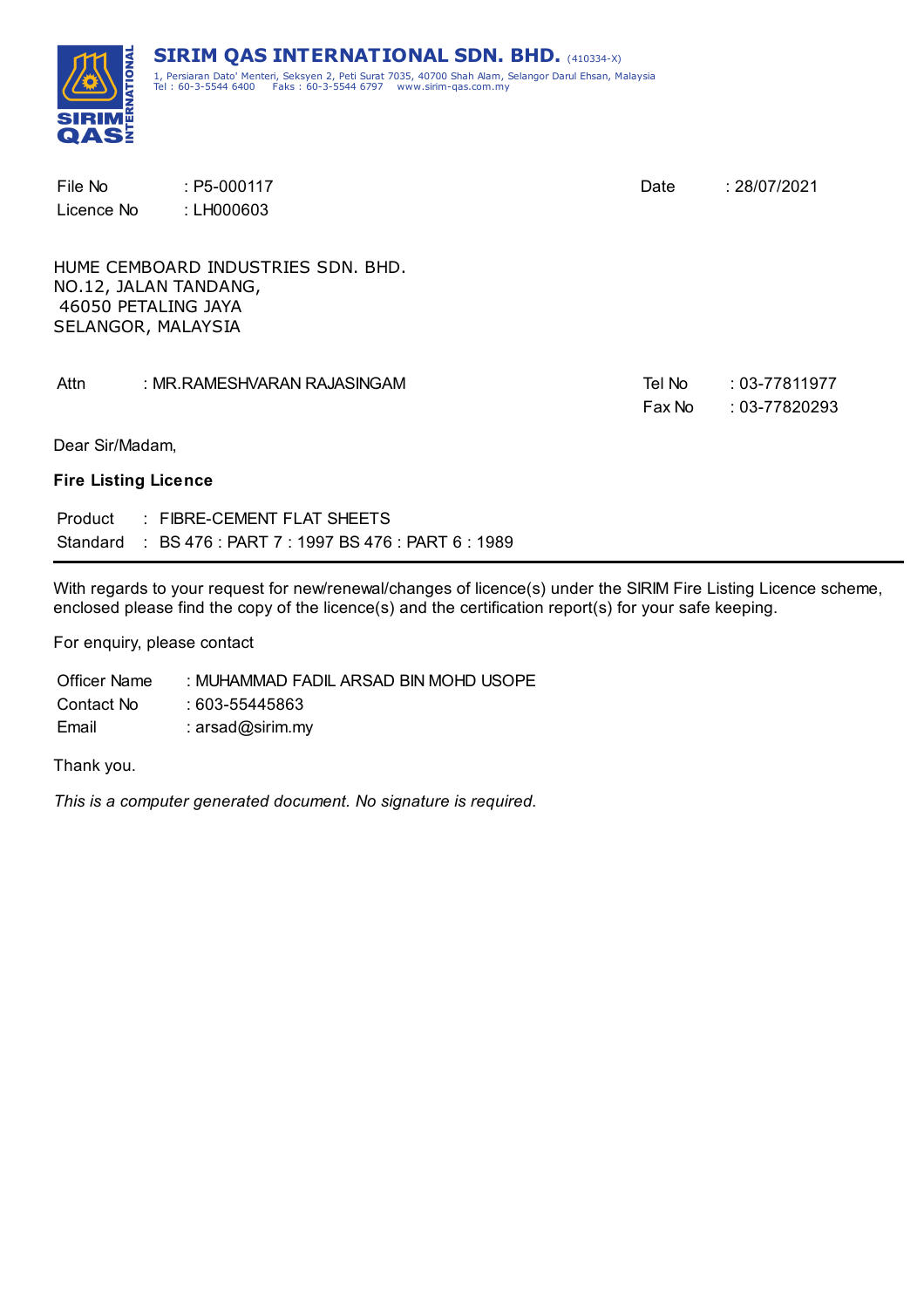# SIRIM QAS INTERNATIONAL SDN. BHD. (410334-X)

1, Persiaran Dato' Menteri, Seksyen 2, Peti Surat 7035, 40700 Shah Alam, Selangor Darul Ehsan, Malaysia
Tel : 60-3-5544 6400 Faks : 60-3-5544 6797 www.sirim-qas.com.my

File No : P5-000117
Licence No : LH000603

Date : 28/07/2021

HUME CEMBOARD INDUSTRIES SDN. BHD.
NO.12, JALAN TANDANG,
46050 PETALING JAYA
SELANGOR, MALAYSIA

Attn : MR.RAMESHVARAN RAJASINGAM

Tel No : 03-77811977
Fax No : 03-77820293

Dear Sir/Madam,

**Fire Listing Licence**

Product : FIBRE-CEMENT FLAT SHEETS
Standard : BS 476 : PART 7 : 1997 BS 476 : PART 6 : 1989

---

With regards to your request for new/renewal/changes of licence(s) under the SIRIM Fire Listing Licence scheme, enclosed please find the copy of the licence(s) and the certification report(s) for your safe keeping.

For enquiry, please contact

Officer Name : MUHAMMAD FADIL ARSAD BIN MOHD USOPE
Contact No : 603-55445863
Email : arsad@sirim.my

Thank you.

*This is a computer generated document. No signature is required.*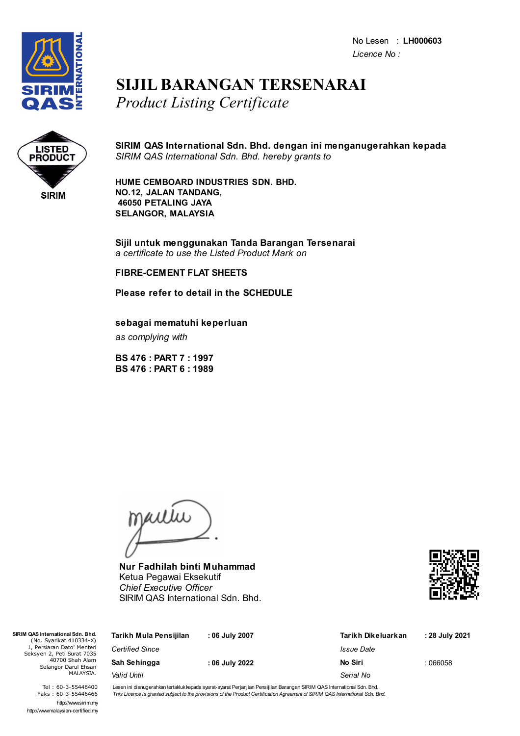No Lesen : **LH000603**
*Licence No :*

# SIJIL BARANGAN TERSENARAI
## *Product Listing Certificate*

LISTED PRODUCT
SIRIM

**SIRIM QAS International Sdn. Bhd. dengan ini menganugerahkan kepada**
*SIRIM QAS International Sdn. Bhd. hereby grants to*

**HUME CEMBOARD INDUSTRIES SDN. BHD.**
**NO.12, JALAN TANDANG,**
**46050 PETALING JAYA**
**SELANGOR, MALAYSIA**

**Sijil untuk menggunakan Tanda Barangan Tersenarai**
*a certificate to use the Listed Product Mark on*

**FIBRE-CEMENT FLAT SHEETS**

**Please refer to detail in the SCHEDULE**

**sebagai mematuhi keperluan**
*as complying with*

**BS 476 : PART 7 : 1997**
**BS 476 : PART 6 : 1989**

**Nur Fadhilah binti Muhammad**
Ketua Pegawai Eksekutif
*Chief Executive Officer*
SIRIM QAS International Sdn. Bhd.

**SIRIM QAS International Sdn. Bhd.**
(No. Syarikat 410334-X)
1, Persiaran Dato' Menteri
Seksyen 2, Peti Surat 7035
40700 Shah Alam
Selangor Darul Ehsan
MALAYSIA.

Tel : 60-3-55446400
Faks : 60-3-55446466
http://www.sirim.my
http://www.malaysian-certified.my

| | | | |
|---|---|---|---|
| **Tarikh Mula Pensijilan** *Certified Since* | : 06 July 2007 | **Tarikh Dikeluarkan** *Issue Date* | : 28 July 2021 |
| **Sah Sehingga** *Valid Until* | : 06 July 2022 | **No Siri** *Serial No* | : 066058 |

Lesen ini dianugerahkan tertakluk kepada syarat-syarat Perjanjian Pensijilan Barangan SIRIM QAS International Sdn. Bhd.
*This Licence is granted subject to the provisions of the Product Certification Agreement of SIRIM QAS International Sdn. Bhd.*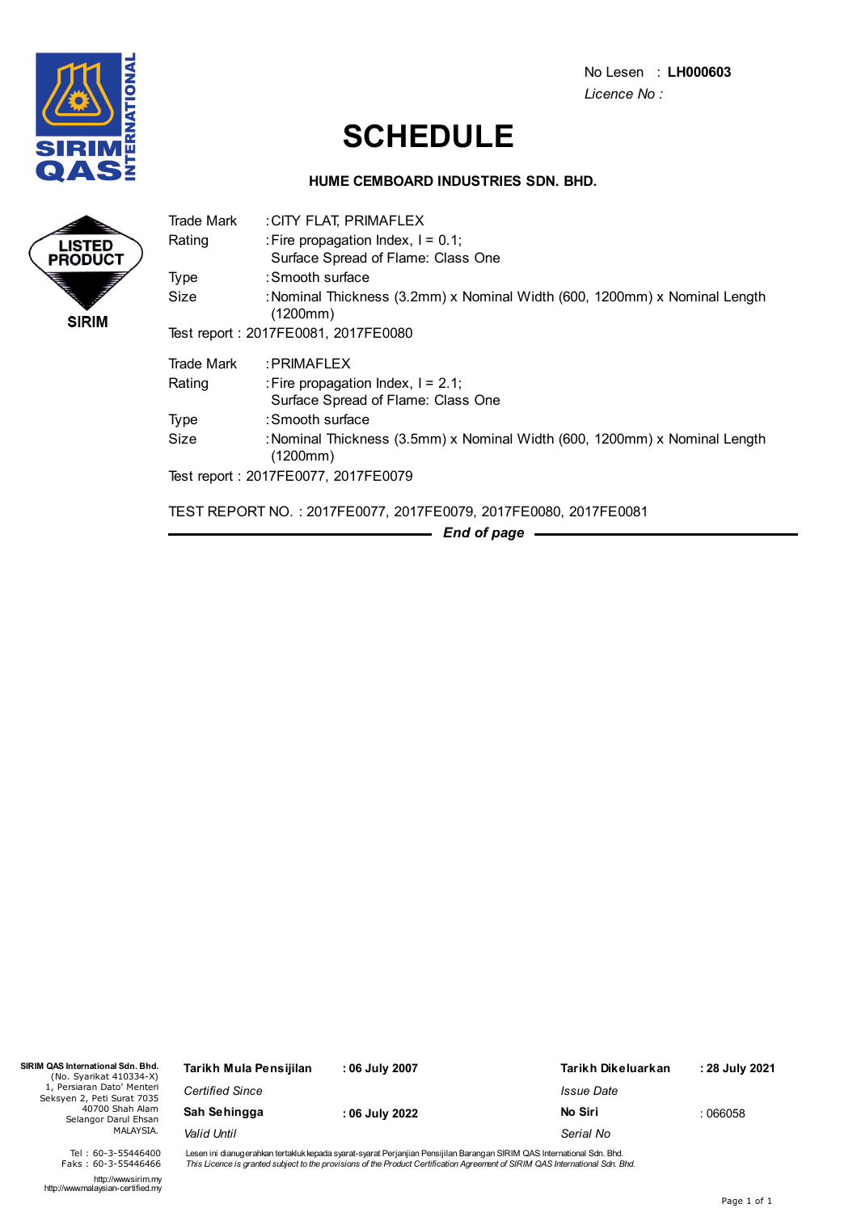SIRIM QAS INTERNATIONAL

No Lesen : **LH000603**
*Licence No :*

# SCHEDULE

**HUME CEMBOARD INDUSTRIES SDN. BHD.**

LISTED PRODUCT
SIRIM

| | |
|---|---|
| Trade Mark | : CITY FLAT, PRIMAFLEX |
| Rating | : Fire propagation Index, I = 0.1; Surface Spread of Flame: Class One |
| Type | : Smooth surface |
| Size | : Nominal Thickness (3.2mm) x Nominal Width (600, 1200mm) x Nominal Length (1200mm) |

Test report : 2017FE0081, 2017FE0080

| | |
|---|---|
| Trade Mark | : PRIMAFLEX |
| Rating | : Fire propagation Index, I = 2.1; Surface Spread of Flame: Class One |
| Type | : Smooth surface |
| Size | : Nominal Thickness (3.5mm) x Nominal Width (600, 1200mm) x Nominal Length (1200mm) |

Test report : 2017FE0077, 2017FE0079

TEST REPORT NO. : 2017FE0077, 2017FE0079, 2017FE0080, 2017FE0081

***End of page***

**SIRIM QAS International Sdn. Bhd.**
(No. Syarikat 410334-X)
1, Persiaran Dato' Menteri
Seksyen 2, Peti Surat 7035
40700 Shah Alam
Selangor Darul Ehsan
MALAYSIA.

Tel : 60-3-55446400
Faks : 60-3-55446466
http://www.sirim.my
http://www.malaysian-certified.my

| | | | |
|---|---|---|---|
| **Tarikh Mula Pensijilan** *Certified Since* | **: 06 July 2007** | **Tarikh Dikeluarkan** *Issue Date* | **: 28 July 2021** |
| **Sah Sehingga** *Valid Until* | **: 06 July 2022** | **No Siri** *Serial No* | : 066058 |

Lesen ini dianugerahkan tertakluk kepada syarat-syarat Perjanjian Pensijilan Barangan SIRIM QAS International Sdn. Bhd.
*This Licence is granted subject to the provisions of the Product Certification Agreement of SIRIM QAS International Sdn. Bhd.*